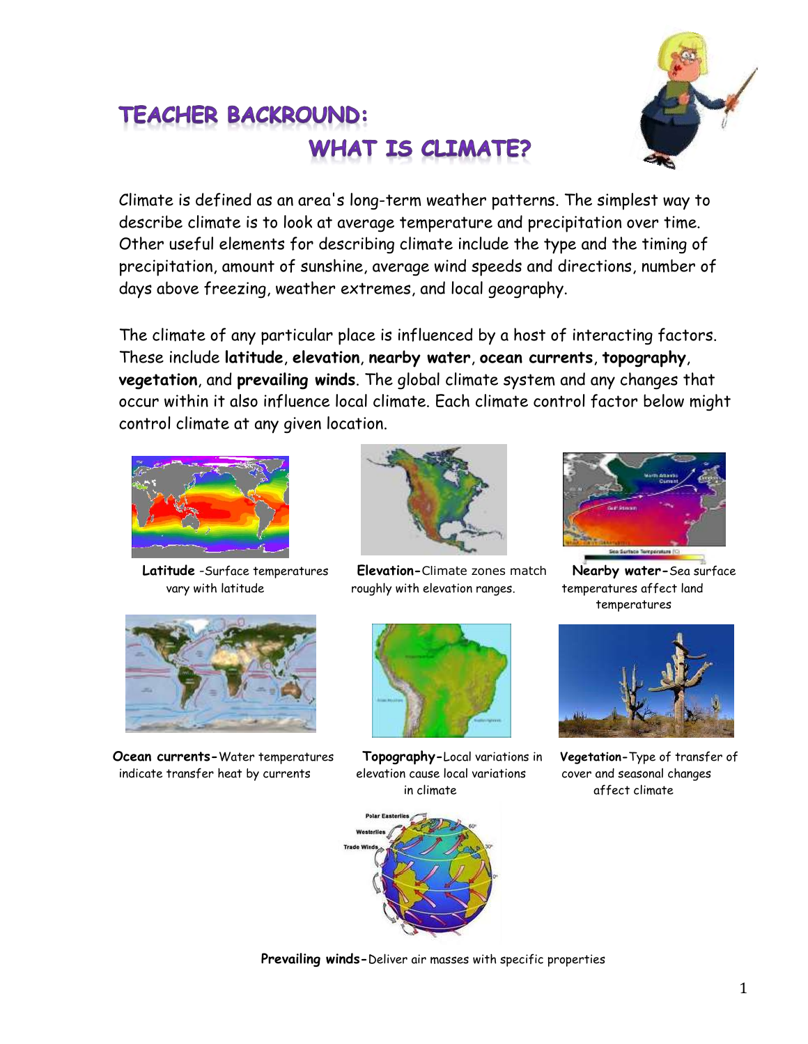# TEACHER BACKROUND:

## WHAT IS CLIMATE?

Climate is defined as an area's long-term weather patterns. The simplest way to describe climate is to look at average temperature and precipitation over time. Other useful elements for describing climate include the type and the timing of precipitation, amount of sunshine, average wind speeds and directions, number of days above freezing, weather extremes, and local geography.

The climate of any particular place is influenced by a host of interacting factors. These include **latitude**, **elevation**, **nearby water**, **ocean currents**, **topography**, **vegetation**, and **prevailing winds**. The global climate system and any changes that occur within it also influence local climate. Each climate control factor below might control climate at any given location.

**Latitude** -Surface temperatures vary with latitude

**Elevation-**Climate zones match roughly with elevation ranges.

**Nearby water-**Sea surface temperatures affect land temperatures

**Ocean currents-**Water temperatures indicate transfer heat by currents

**Topography-**Local variations in elevation cause local variations in climate

**Vegetation-**Type of transfer of cover and seasonal changes affect climate

**Prevailing winds-**Deliver air masses with specific properties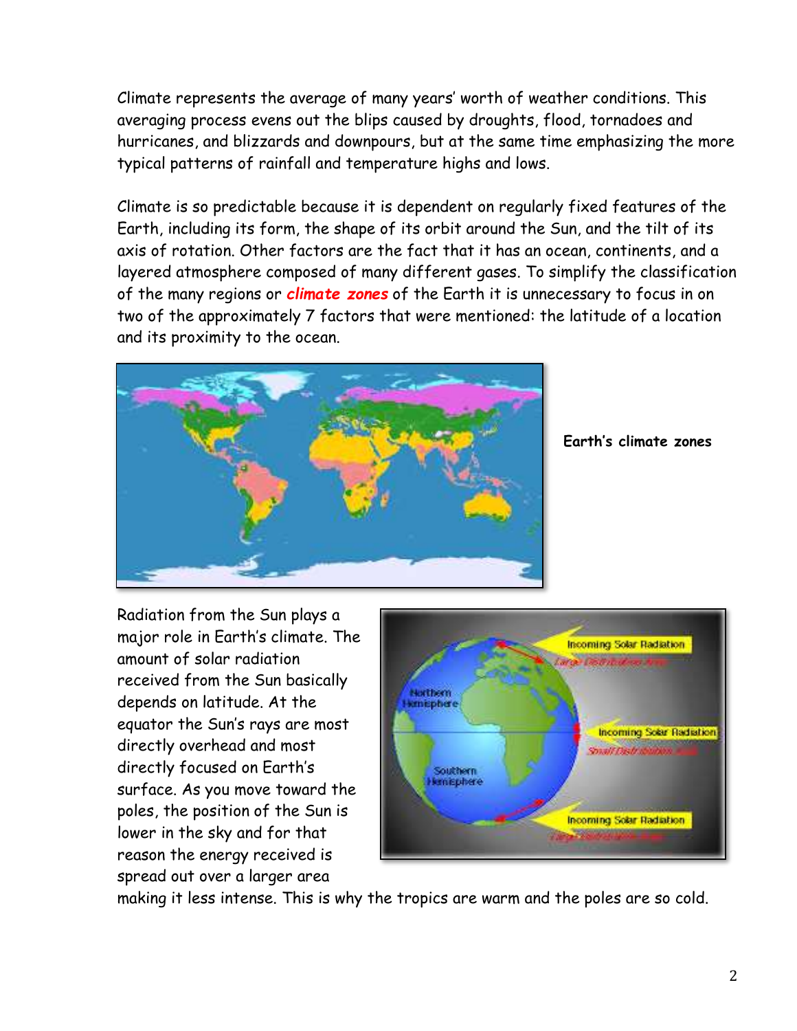Climate represents the average of many years' worth of weather conditions. This averaging process evens out the blips caused by droughts, flood, tornadoes and hurricanes, and blizzards and downpours, but at the same time emphasizing the more typical patterns of rainfall and temperature highs and lows.

Climate is so predictable because it is dependent on regularly fixed features of the Earth, including its form, the shape of its orbit around the Sun, and the tilt of its axis of rotation. Other factors are the fact that it has an ocean, continents, and a layered atmosphere composed of many different gases. To simplify the classification of the many regions or ***climate zones*** of the Earth it is unnecessary to focus in on two of the approximately 7 factors that were mentioned: the latitude of a location and its proximity to the ocean.

**Earth's climate zones**

Radiation from the Sun plays a major role in Earth's climate. The amount of solar radiation received from the Sun basically depends on latitude. At the equator the Sun's rays are most directly overhead and most directly focused on Earth's surface. As you move toward the poles, the position of the Sun is lower in the sky and for that reason the energy received is spread out over a larger area making it less intense. This is why the tropics are warm and the poles are so cold.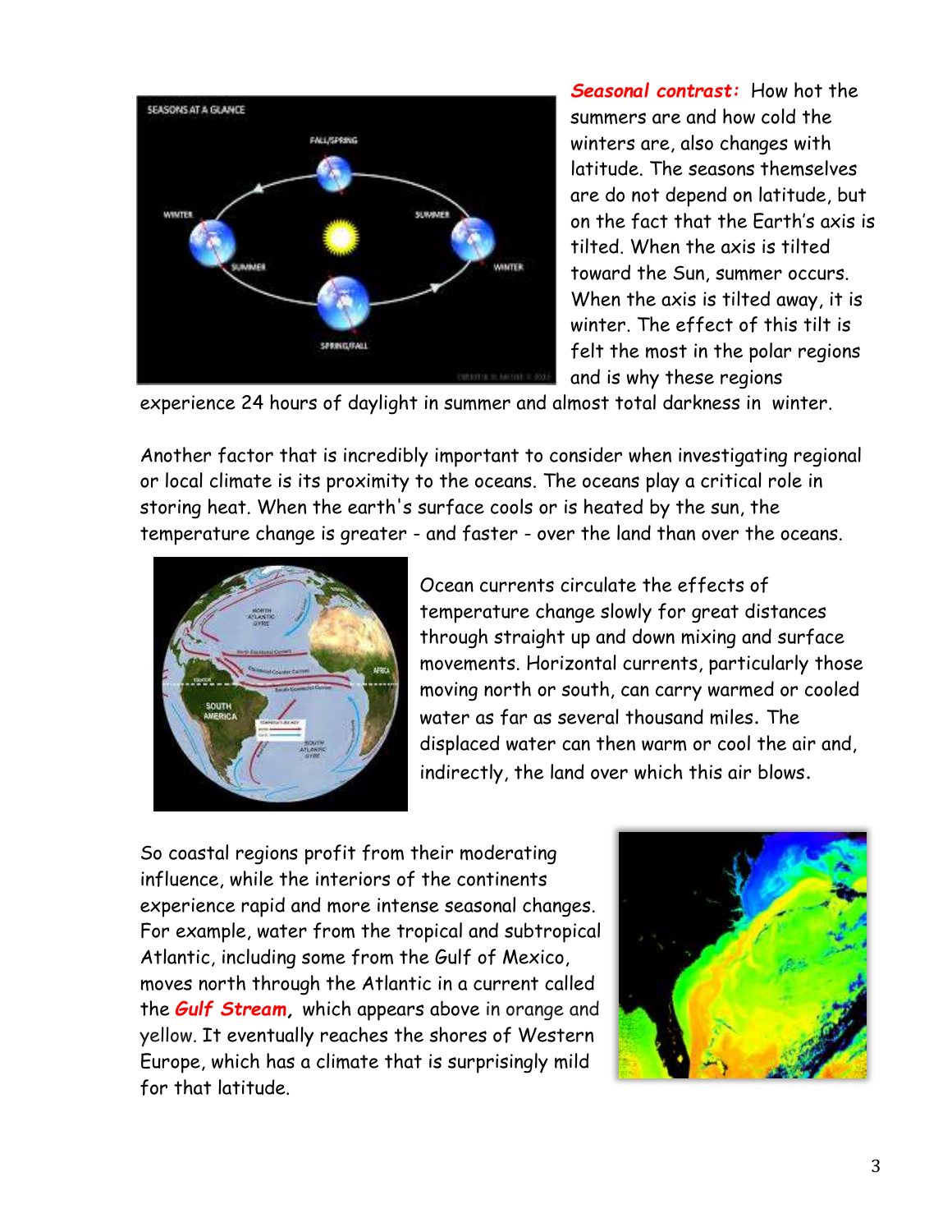***Seasonal contrast:*** How hot the summers are and how cold the winters are, also changes with latitude. The seasons themselves are do not depend on latitude, but on the fact that the Earth's axis is tilted. When the axis is tilted toward the Sun, summer occurs. When the axis is tilted away, it is winter. The effect of this tilt is felt the most in the polar regions and is why these regions experience 24 hours of daylight in summer and almost total darkness in winter.

Another factor that is incredibly important to consider when investigating regional or local climate is its proximity to the oceans. The oceans play a critical role in storing heat. When the earth's surface cools or is heated by the sun, the temperature change is greater - and faster - over the land than over the oceans.

Ocean currents circulate the effects of temperature change slowly for great distances through straight up and down mixing and surface movements. Horizontal currents, particularly those moving north or south, can carry warmed or cooled water as far as several thousand miles. The displaced water can then warm or cool the air and, indirectly, the land over which this air blows.

So coastal regions profit from their moderating influence, while the interiors of the continents experience rapid and more intense seasonal changes. For example, water from the tropical and subtropical Atlantic, including some from the Gulf of Mexico, moves north through the Atlantic in a current called the ***Gulf Stream,*** which appears above in orange and yellow. It eventually reaches the shores of Western Europe, which has a climate that is surprisingly mild for that latitude.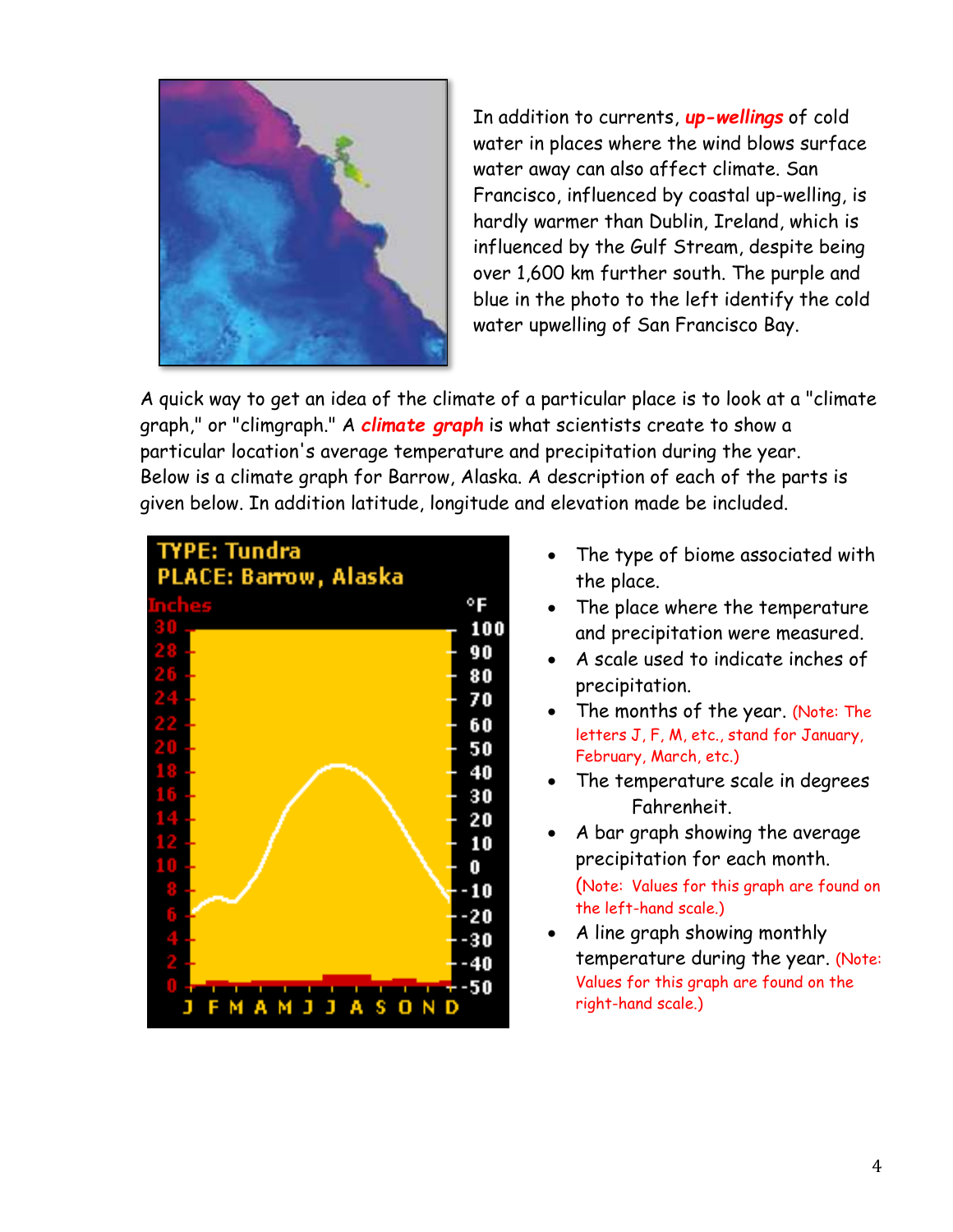In addition to currents, ***up-wellings*** of cold water in places where the wind blows surface water away can also affect climate. San Francisco, influenced by coastal up-welling, is hardly warmer than Dublin, Ireland, which is influenced by the Gulf Stream, despite being over 1,600 km further south. The purple and blue in the photo to the left identify the cold water upwelling of San Francisco Bay.

A quick way to get an idea of the climate of a particular place is to look at a "climate graph," or "climgraph." A ***climate graph*** is what scientists create to show a particular location's average temperature and precipitation during the year. Below is a climate graph for Barrow, Alaska. A description of each of the parts is given below. In addition latitude, longitude and elevation made be included.

TYPE: Tundra
PLACE: Barrow, Alaska
Inches
30 28 26 24 22 20 18 16 14 12 10 8 6 4 2 0
°F
100 90 80 70 60 50 40 30 20 10 0 -10 -20 -30 -40 -50
J F M A M J J A S O N D

- The type of biome associated with the place.
- The place where the temperature and precipitation were measured.
- A scale used to indicate inches of precipitation.
- The months of the year. (Note: The letters J, F, M, etc., stand for January, February, March, etc.)
- The temperature scale in degrees Fahrenheit.
- A bar graph showing the average precipitation for each month. (Note: Values for this graph are found on the left-hand scale.)
- A line graph showing monthly temperature during the year. (Note: Values for this graph are found on the right-hand scale.)